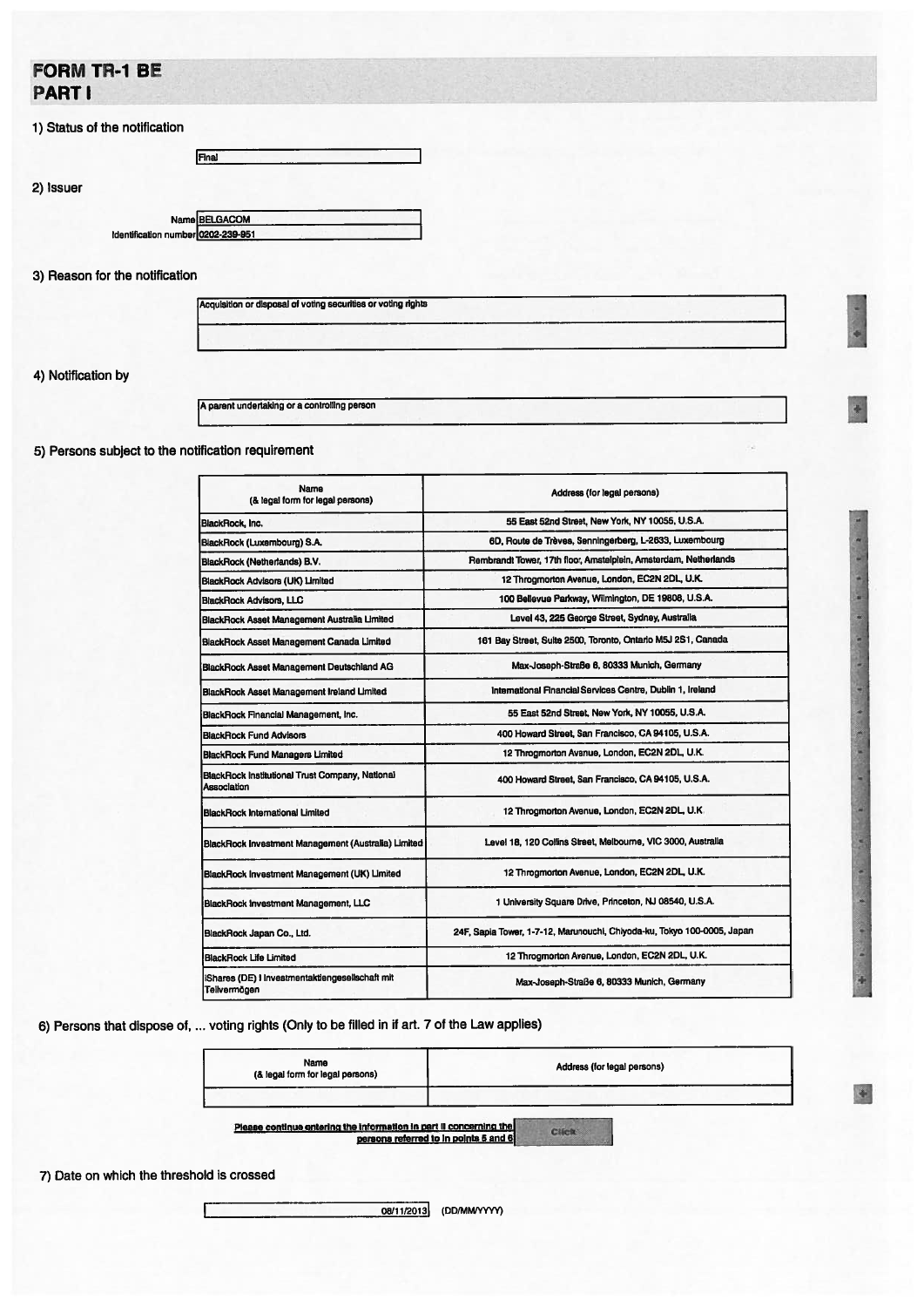# FORM TR-1 BE
## PART I

### 1) Status of the notification

Final

### 2) Issuer

Name: BELGACOM

Identification number: 0202-239-951

### 3) Reason for the notification

Acquisition or disposal of voting securities or voting rights

### 4) Notification by

A parent undertaking or a controlling person

### 5) Persons subject to the notification requirement

| Name (& legal form for legal persons) | Address (for legal persons) |
|---|---|
| BlackRock, Inc. | 55 East 52nd Street, New York, NY 10055, U.S.A. |
| BlackRock (Luxembourg) S.A. | 6D, Route de Trèves, Senningerberg, L-2633, Luxembourg |
| BlackRock (Netherlands) B.V. | Rembrandt Tower, 17th floor, Amstelplein, Amsterdam, Netherlands |
| BlackRock Advisors (UK) Limited | 12 Throgmorton Avenue, London, EC2N 2DL, U.K. |
| BlackRock Advisors, LLC | 100 Bellevue Parkway, Wilmington, DE 19809, U.S.A. |
| BlackRock Asset Management Australia Limited | Level 43, 225 George Street, Sydney, Australia |
| BlackRock Asset Management Canada Limited | 161 Bay Street, Suite 2500, Toronto, Ontario M5J 2S1, Canada |
| BlackRock Asset Management Deutschland AG | Max-Joseph-Straße 6, 80333 Munich, Germany |
| BlackRock Asset Management Ireland Limited | International Financial Services Centre, Dublin 1, Ireland |
| BlackRock Financial Management, Inc. | 55 East 52nd Street, New York, NY 10055, U.S.A. |
| BlackRock Fund Advisors | 400 Howard Street, San Francisco, CA 94105, U.S.A. |
| BlackRock Fund Managers Limited | 12 Throgmorton Avenue, London, EC2N 2DL, U.K. |
| BlackRock Institutional Trust Company, National Association | 400 Howard Street, San Francisco, CA 94105, U.S.A. |
| BlackRock International Limited | 12 Throgmorton Avenue, London, EC2N 2DL, U.K |
| BlackRock Investment Management (Australia) Limited | Level 18, 120 Collins Street, Melbourne, VIC 3000, Australia |
| BlackRock Investment Management (UK) Limited | 12 Throgmorton Avenue, London, EC2N 2DL, U.K. |
| BlackRock Investment Management, LLC | 1 University Square Drive, Princeton, NJ 08540, U.S.A. |
| BlackRock Japan Co., Ltd. | 24F, Sapia Tower, 1-7-12, Marunouchi, Chiyoda-ku, Tokyo 100-0005, Japan |
| BlackRock Life Limited | 12 Throgmorton Avenue, London, EC2N 2DL, U.K. |
| iShares (DE) I Investmentaktiengesellschaft mit Teilvermögen | Max-Joseph-Straße 6, 80333 Munich, Germany |

### 6) Persons that dispose of, ... voting rights (Only to be filled in if art. 7 of the Law applies)

| Name (& legal form for legal persons) | Address (for legal persons) |
|---|---|
| | |

Please continue entering the information in part II concerning the persons referred to in points 5 and 6

### 7) Date on which the threshold is crossed

08/11/2013 (DD/MM/YYYY)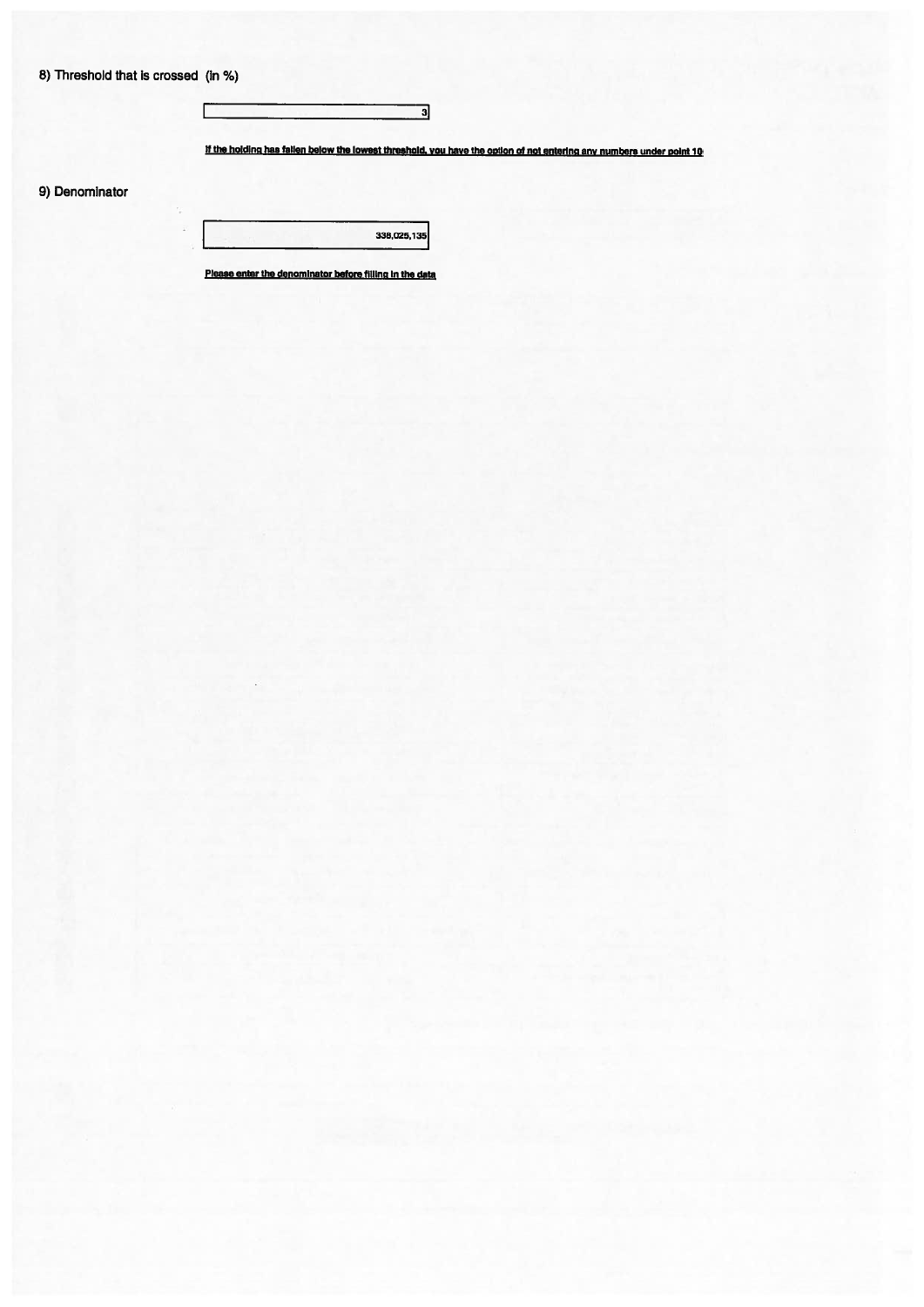8) Threshold that is crossed (in %)

| 3 |
|---|

**If the holding has fallen below the lowest threshold, you have the option of not entering any numbers under point 10**

9) Denominator

| 338,025,135 |
|---|

**Please enter the denominator before filling in the data**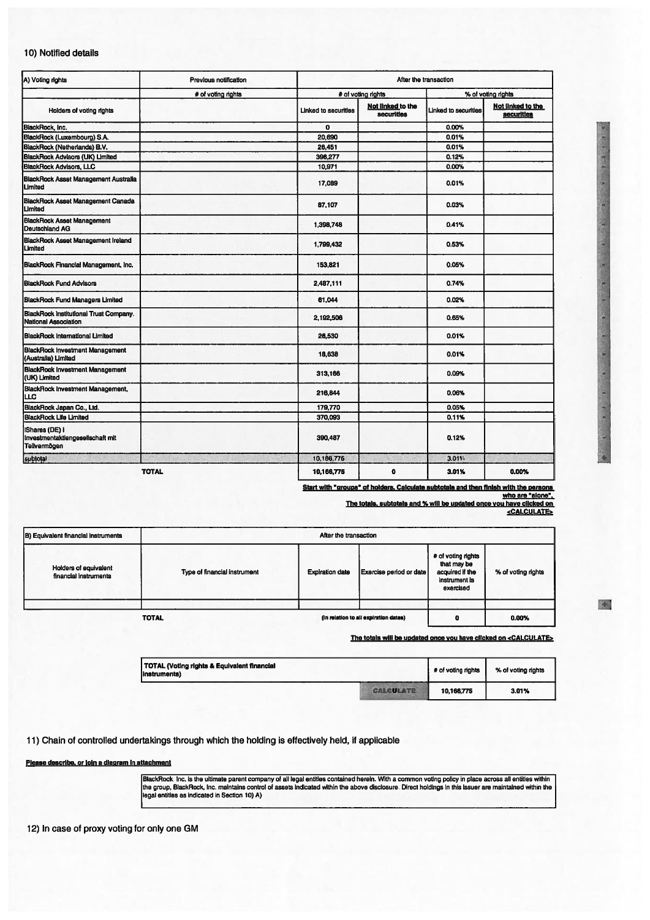## 10) Notified details

| A) Voting rights | Previous notification | After the transaction | | | |
|---|---|---|---|---|---|
| | # of voting rights | # of voting rights | | % of voting rights | |
| Holders of voting rights | | Linked to securities | **Not linked to the securities** | Linked to securities | **Not linked to the securities** |
| BlackRock, Inc. | | 0 | | 0.00% | |
| BlackRock (Luxembourg) S.A. | | 20,690 | | 0.01% | |
| BlackRock (Netherlands) B.V. | | 28,451 | | 0.01% | |
| BlackRock Advisors (UK) Limited | | 396,277 | | 0.12% | |
| BlackRock Advisors, LLC | | 10,971 | | 0.00% | |
| BlackRock Asset Management Australia Limited | | 17,089 | | 0.01% | |
| BlackRock Asset Management Canada Limited | | 87,107 | | 0.03% | |
| BlackRock Asset Management Deutschland AG | | 1,398,748 | | 0.41% | |
| BlackRock Asset Management Ireland Limited | | 1,799,432 | | 0.53% | |
| BlackRock Financial Management, Inc. | | 153,821 | | 0.05% | |
| BlackRock Fund Advisors | | 2,487,111 | | 0.74% | |
| BlackRock Fund Managers Limited | | 61,044 | | 0.02% | |
| BlackRock Institutional Trust Company, National Association | | 2,192,506 | | 0.65% | |
| BlackRock International Limited | | 28,530 | | 0.01% | |
| BlackRock Investment Management (Australia) Limited | | 18,638 | | 0.01% | |
| BlackRock Investment Management (UK) Limited | | 313,166 | | 0.09% | |
| BlackRock Investment Management, LLC | | 216,844 | | 0.06% | |
| BlackRock Japan Co., Ltd. | | 179,770 | | 0.05% | |
| BlackRock Life Limited | | 370,093 | | 0.11% | |
| iShares (DE) I Investmentaktiengesellschaft mit Teilvermögen | | 390,487 | | 0.12% | |
| subtotal | | 10,166,775 | | 3.01% | |
| | TOTAL | 10,166,775 | 0 | 3.01% | 0.00% |

**Start with "groups" of holders. Calculate subtotals and then finish with the persons who are "alone".**
**The totals, subtotals and % will be updated once you have clicked on <CALCULATE>**

| B) Equivalent financial instruments | After the transaction | | | | |
|---|---|---|---|---|---|
| Holders of equivalent financial instruments | Type of financial instrument | Expiration date | Exercise period or date | # of voting rights that may be acquired if the instrument is exercised | % of voting rights |
| | | | | | |
| | TOTAL | (in relation to all expiration dates) | | 0 | 0.00% |

**The totals will be updated once you have clicked on <CALCULATE>**

| TOTAL (Voting rights & Equivalent financial instruments) | # of voting rights | % of voting rights |
|---|---|---|
| CALCULATE | 10,166,775 | 3.01% |

## 11) Chain of controlled undertakings through which the holding is effectively held, if applicable

**Please describe, or join a diagram in attachment**

BlackRock, Inc. is the ultimate parent company of all legal entities contained herein. With a common voting policy in place across all entities within the group, BlackRock, Inc. maintains control of assets indicated within the above disclosure. Direct holdings in this issuer are maintained within the legal entities as indicated in Section 10) A)

## 12) In case of proxy voting for only one GM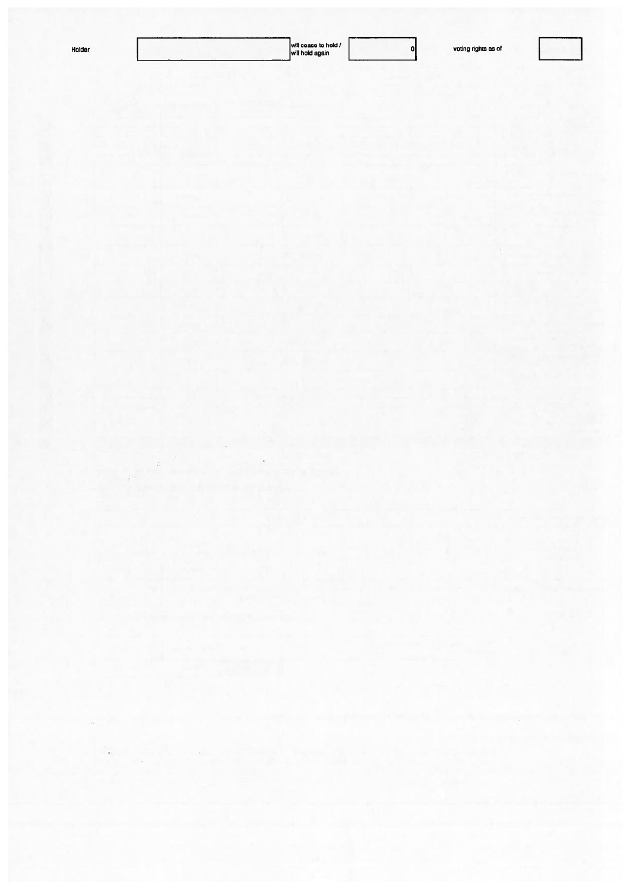| Holder | | will cease to hold / will hold again | 0 | voting rights as of | |
| --- | --- | --- | --- | --- | --- |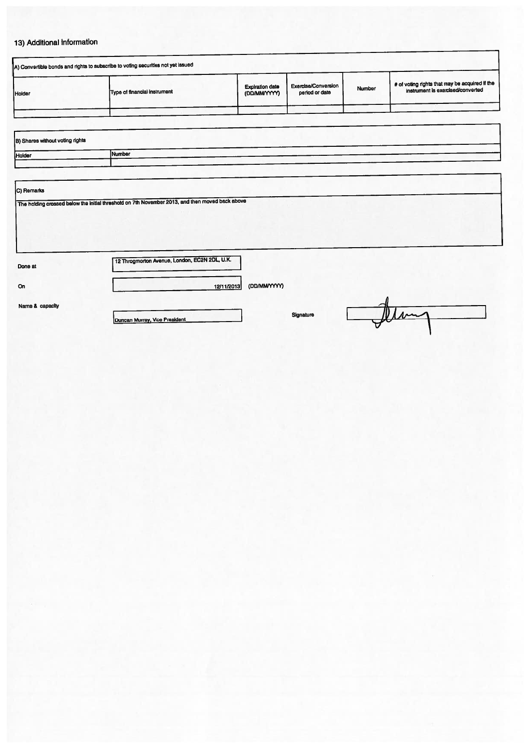## 13) Additional information

| A) Convertible bonds and rights to subscribe to voting securities not yet issued | | | | | |
|---|---|---|---|---|---|
| Holder | Type of financial instrument | Expiration date (DD/MM/YYYY) | Exercise/Conversion period or date | Number | # of voting rights that may be acquired if the instrument is exercised/converted |
| | | | | | |

| B) Shares without voting rights | |
|---|---|
| Holder | Number |
| | |

| C) Remarks |
|---|
| The holding crossed below the initial threshold on 7th November 2013, and then moved back above |

| | | |
|---|---|---|
| Done at | 12 Throgmorton Avenue, London, EC2N 2DL, U.K. | |
| On | 12/11/2013 | (DD/MM/YYYY) |
| Name & capacity | Duncan Murray, Vice President | Signature |